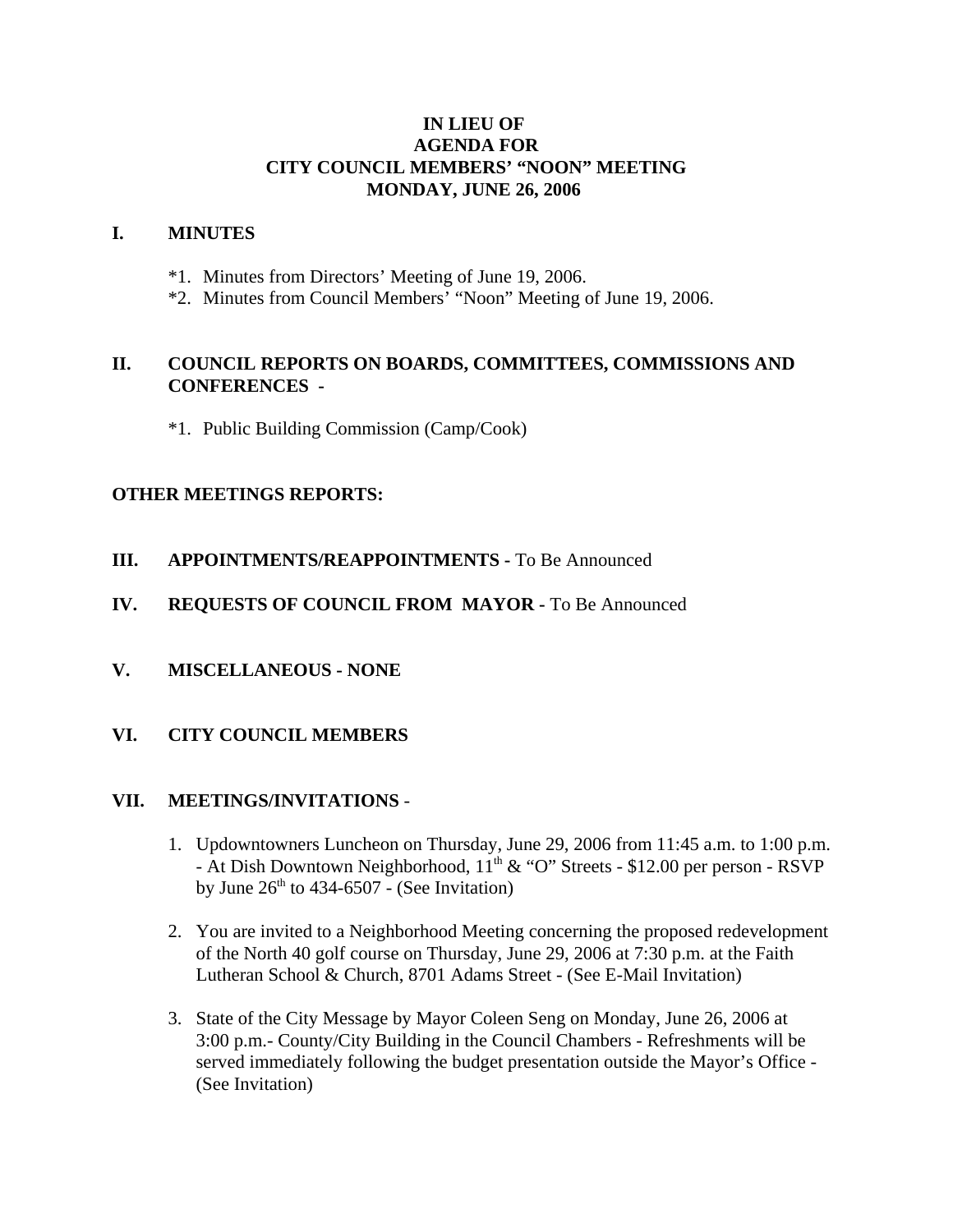# IN LIEU OF
# AGENDA FOR
# CITY COUNCIL MEMBERS' "NOON" MEETING
# MONDAY, JUNE 26, 2006

## I. MINUTES

*1. Minutes from Directors' Meeting of June 19, 2006.

*2. Minutes from Council Members' "Noon" Meeting of June 19, 2006.

## II. COUNCIL REPORTS ON BOARDS, COMMITTEES, COMMISSIONS AND CONFERENCES -

*1. Public Building Commission (Camp/Cook)

## OTHER MEETINGS REPORTS:

## III. APPOINTMENTS/REAPPOINTMENTS - To Be Announced

## IV. REQUESTS OF COUNCIL FROM MAYOR - To Be Announced

## V. MISCELLANEOUS - NONE

## VI. CITY COUNCIL MEMBERS

## VII. MEETINGS/INVITATIONS -

1. Updowntowners Luncheon on Thursday, June 29, 2006 from 11:45 a.m. to 1:00 p.m. - At Dish Downtown Neighborhood, 11th & "O" Streets - $12.00 per person - RSVP by June 26th to 434-6507 - (See Invitation)

2. You are invited to a Neighborhood Meeting concerning the proposed redevelopment of the North 40 golf course on Thursday, June 29, 2006 at 7:30 p.m. at the Faith Lutheran School & Church, 8701 Adams Street - (See E-Mail Invitation)

3. State of the City Message by Mayor Coleen Seng on Monday, June 26, 2006 at 3:00 p.m.- County/City Building in the Council Chambers - Refreshments will be served immediately following the budget presentation outside the Mayor's Office - (See Invitation)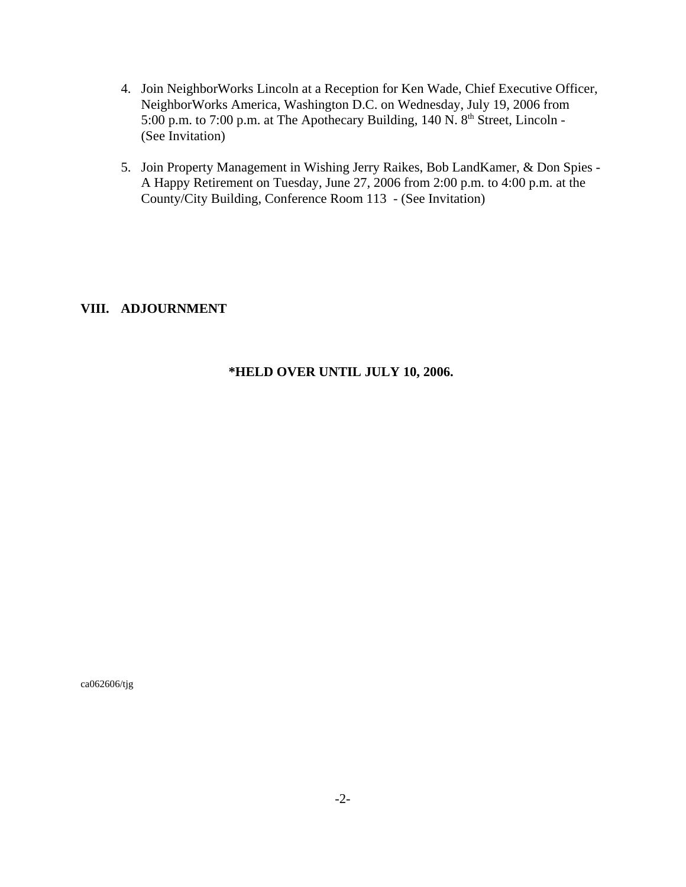4. Join NeighborWorks Lincoln at a Reception for Ken Wade, Chief Executive Officer, NeighborWorks America, Washington D.C. on Wednesday, July 19, 2006 from 5:00 p.m. to 7:00 p.m. at The Apothecary Building, 140 N. 8th Street, Lincoln - (See Invitation)

5. Join Property Management in Wishing Jerry Raikes, Bob LandKamer, & Don Spies - A Happy Retirement on Tuesday, June 27, 2006 from 2:00 p.m. to 4:00 p.m. at the County/City Building, Conference Room 113 - (See Invitation)

## VIII. ADJOURNMENT

**\*HELD OVER UNTIL JULY 10, 2006.**

ca062606/tjg